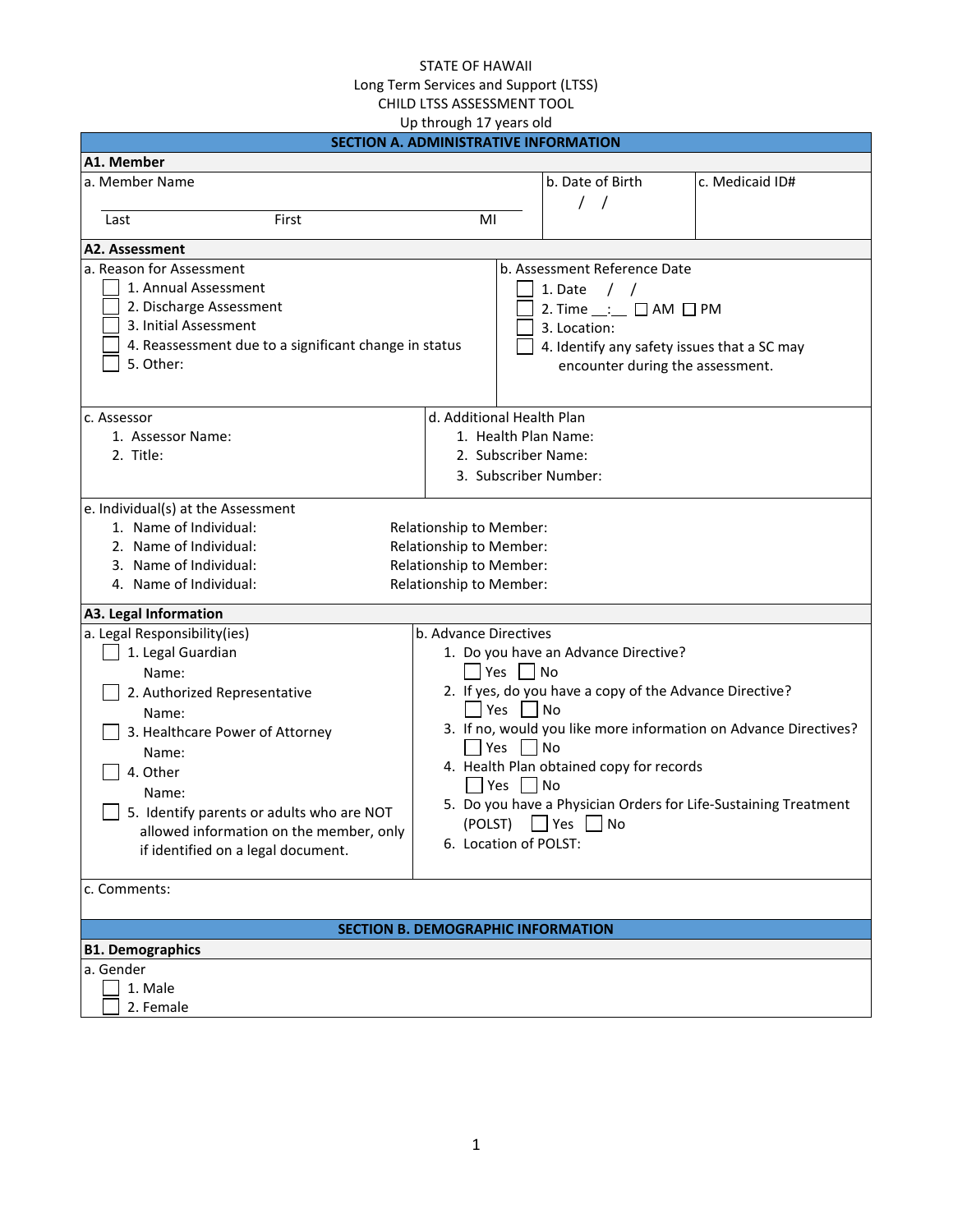STATE OF HAWAII
Long Term Services and Support (LTSS)
CHILD LTSS ASSESSMENT TOOL
Up through 17 years old

## SECTION A. ADMINISTRATIVE INFORMATION

### A1. Member

| a. Member Name | b. Date of Birth | c. Medicaid ID# |
|---|---|---|
| Last First MI | / / | |

### A2. Assessment

**a. Reason for Assessment**
- ☐ 1. Annual Assessment
- ☐ 2. Discharge Assessment
- ☐ 3. Initial Assessment
- ☐ 4. Reassessment due to a significant change in status
- ☐ 5. Other:

**b. Assessment Reference Date**
- ☐ 1. Date / /
- ☐ 2. Time __:__ ☐ AM ☐ PM
- ☐ 3. Location:
- ☐ 4. Identify any safety issues that a SC may encounter during the assessment.

**c. Assessor**
1. Assessor Name:
2. Title:

**d. Additional Health Plan**
1. Health Plan Name:
2. Subscriber Name:
3. Subscriber Number:

**e. Individual(s) at the Assessment**
1. Name of Individual: Relationship to Member:
2. Name of Individual: Relationship to Member:
3. Name of Individual: Relationship to Member:
4. Name of Individual: Relationship to Member:

### A3. Legal Information

**a. Legal Responsibility(ies)**
- ☐ 1. Legal Guardian
  Name:
- ☐ 2. Authorized Representative
  Name:
- ☐ 3. Healthcare Power of Attorney
  Name:
- ☐ 4. Other
  Name:
- ☐ 5. Identify parents or adults who are NOT allowed information on the member, only if identified on a legal document.

**b. Advance Directives**
1. Do you have an Advance Directive?
   ☐ Yes ☐ No
2. If yes, do you have a copy of the Advance Directive?
   ☐ Yes ☐ No
3. If no, would you like more information on Advance Directives?
   ☐ Yes ☐ No
4. Health Plan obtained copy for records
   ☐ Yes ☐ No
5. Do you have a Physician Orders for Life-Sustaining Treatment (POLST) ☐ Yes ☐ No
6. Location of POLST:

**c. Comments:**

## SECTION B. DEMOGRAPHIC INFORMATION

### B1. Demographics

**a. Gender**
- ☐ 1. Male
- ☐ 2. Female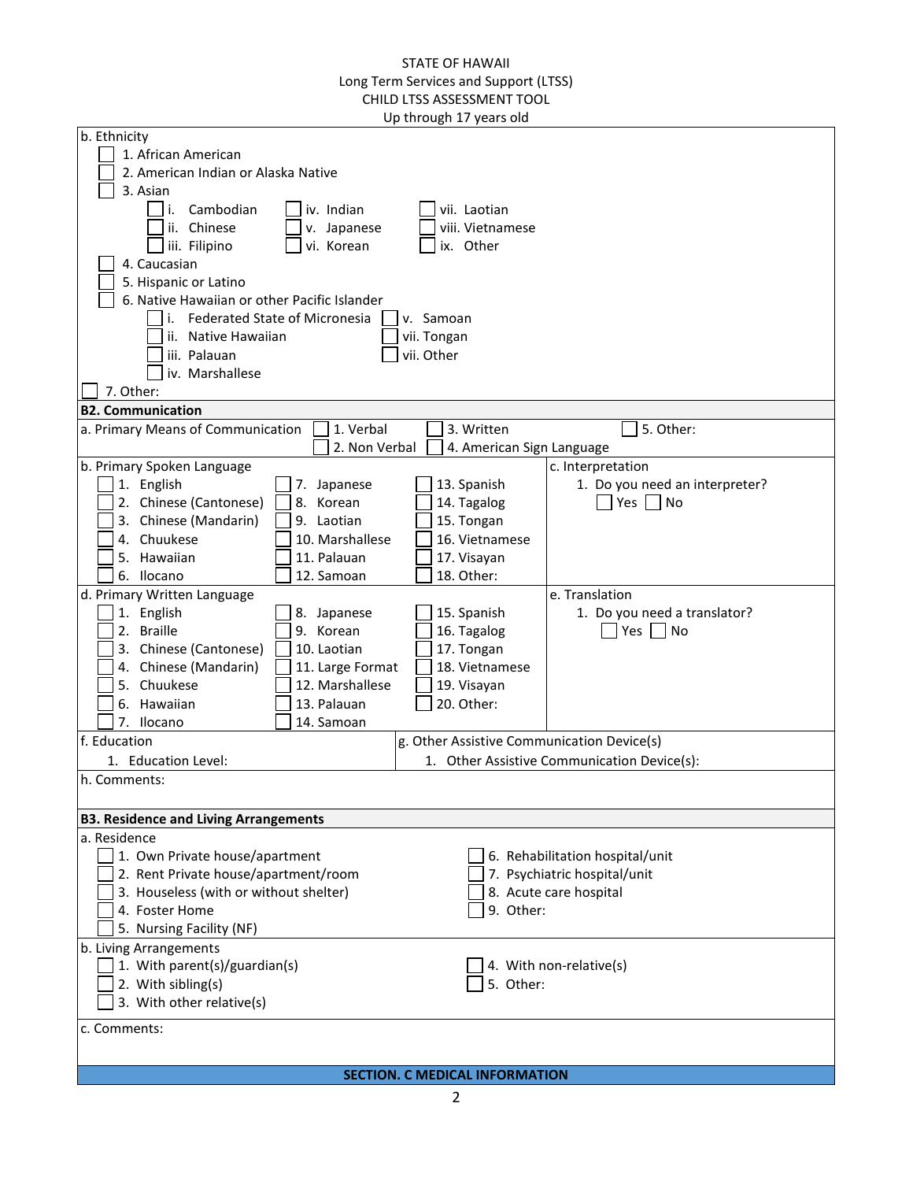STATE OF HAWAII
Long Term Services and Support (LTSS)
CHILD LTSS ASSESSMENT TOOL
Up through 17 years old

b. Ethnicity

- ☐ 1. African American
- ☐ 2. American Indian or Alaska Native
- ☐ 3. Asian
  - ☐ i. Cambodian
  - ☐ ii. Chinese
  - ☐ iii. Filipino
  - ☐ iv. Indian
  - ☐ v. Japanese
  - ☐ vi. Korean
  - ☐ vii. Laotian
  - ☐ viii. Vietnamese
  - ☐ ix. Other
- ☐ 4. Caucasian
- ☐ 5. Hispanic or Latino
- ☐ 6. Native Hawaiian or other Pacific Islander
  - ☐ i. Federated State of Micronesia
  - ☐ ii. Native Hawaiian
  - ☐ iii. Palauan
  - ☐ iv. Marshallese
  - ☐ v. Samoan
  - ☐ vii. Tongan
  - ☐ vii. Other
- ☐ 7. Other:

**B2. Communication**

a. Primary Means of Communication

- ☐ 1. Verbal
- ☐ 2. Non Verbal
- ☐ 3. Written
- ☐ 4. American Sign Language
- ☐ 5. Other:

b. Primary Spoken Language

- ☐ 1. English
- ☐ 2. Chinese (Cantonese)
- ☐ 3. Chinese (Mandarin)
- ☐ 4. Chuukese
- ☐ 5. Hawaiian
- ☐ 6. Ilocano
- ☐ 7. Japanese
- ☐ 8. Korean
- ☐ 9. Laotian
- ☐ 10. Marshallese
- ☐ 11. Palauan
- ☐ 12. Samoan
- ☐ 13. Spanish
- ☐ 14. Tagalog
- ☐ 15. Tongan
- ☐ 16. Vietnamese
- ☐ 17. Visayan
- ☐ 18. Other:

c. Interpretation

1. Do you need an interpreter? ☐ Yes ☐ No

d. Primary Written Language

- ☐ 1. English
- ☐ 2. Braille
- ☐ 3. Chinese (Cantonese)
- ☐ 4. Chinese (Mandarin)
- ☐ 5. Chuukese
- ☐ 6. Hawaiian
- ☐ 7. Ilocano
- ☐ 8. Japanese
- ☐ 9. Korean
- ☐ 10. Laotian
- ☐ 11. Large Format
- ☐ 12. Marshallese
- ☐ 13. Palauan
- ☐ 14. Samoan
- ☐ 15. Spanish
- ☐ 16. Tagalog
- ☐ 17. Tongan
- ☐ 18. Vietnamese
- ☐ 19. Visayan
- ☐ 20. Other:

e. Translation

1. Do you need a translator? ☐ Yes ☐ No

f. Education

1. Education Level:

g. Other Assistive Communication Device(s)

1. Other Assistive Communication Device(s):

h. Comments:

**B3. Residence and Living Arrangements**

a. Residence

- ☐ 1. Own Private house/apartment
- ☐ 2. Rent Private house/apartment/room
- ☐ 3. Houseless (with or without shelter)
- ☐ 4. Foster Home
- ☐ 5. Nursing Facility (NF)
- ☐ 6. Rehabilitation hospital/unit
- ☐ 7. Psychiatric hospital/unit
- ☐ 8. Acute care hospital
- ☐ 9. Other:

b. Living Arrangements

- ☐ 1. With parent(s)/guardian(s)
- ☐ 2. With sibling(s)
- ☐ 3. With other relative(s)
- ☐ 4. With non-relative(s)
- ☐ 5. Other:

c. Comments:

## SECTION. C MEDICAL INFORMATION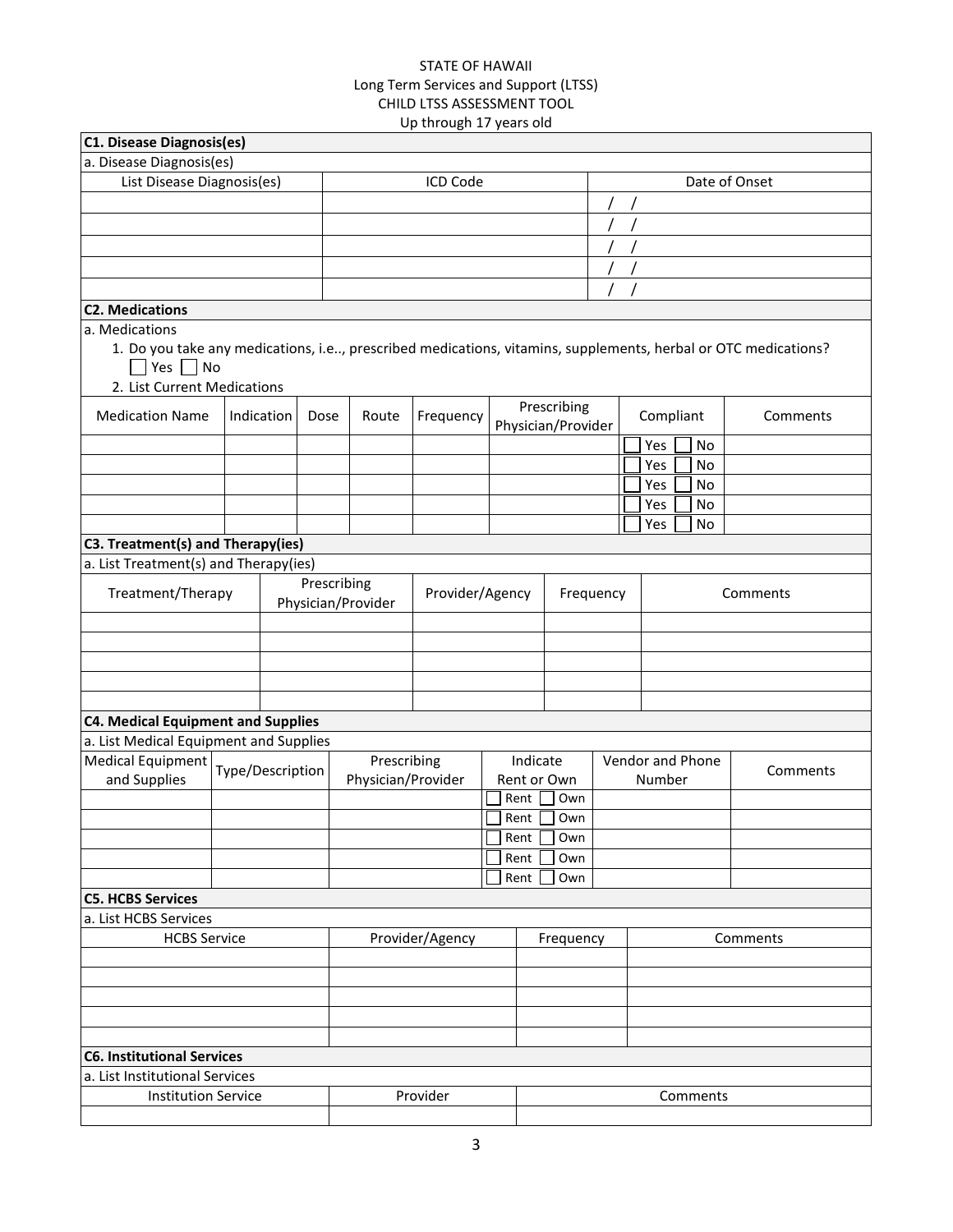STATE OF HAWAII
Long Term Services and Support (LTSS)
CHILD LTSS ASSESSMENT TOOL
Up through 17 years old

## C1. Disease Diagnosis(es)

a. Disease Diagnosis(es)

| List Disease Diagnosis(es) | ICD Code | Date of Onset |
|---|---|---|
| | | / / |
| | | / / |
| | | / / |
| | | / / |
| | | / / |

## C2. Medications

a. Medications

1. Do you take any medications, i.e.., prescribed medications, vitamins, supplements, herbal or OTC medications?
   ☐ Yes ☐ No
2. List Current Medications

| Medication Name | Indication | Dose | Route | Frequency | Prescribing Physician/Provider | Compliant | Comments |
|---|---|---|---|---|---|---|---|
| | | | | | | ☐ Yes ☐ No | |
| | | | | | | ☐ Yes ☐ No | |
| | | | | | | ☐ Yes ☐ No | |
| | | | | | | ☐ Yes ☐ No | |
| | | | | | | ☐ Yes ☐ No | |

## C3. Treatment(s) and Therapy(ies)

a. List Treatment(s) and Therapy(ies)

| Treatment/Therapy | Prescribing Physician/Provider | Provider/Agency | Frequency | Comments |
|---|---|---|---|---|
| | | | | |
| | | | | |
| | | | | |
| | | | | |
| | | | | |

## C4. Medical Equipment and Supplies

a. List Medical Equipment and Supplies

| Medical Equipment and Supplies | Type/Description | Prescribing Physician/Provider | Indicate Rent or Own | Vendor and Phone Number | Comments |
|---|---|---|---|---|---|
| | | | ☐ Rent ☐ Own | | |
| | | | ☐ Rent ☐ Own | | |
| | | | ☐ Rent ☐ Own | | |
| | | | ☐ Rent ☐ Own | | |
| | | | ☐ Rent ☐ Own | | |

## C5. HCBS Services

a. List HCBS Services

| HCBS Service | Provider/Agency | Frequency | Comments |
|---|---|---|---|
| | | | |
| | | | |
| | | | |
| | | | |
| | | | |

## C6. Institutional Services

a. List Institutional Services

| Institution Service | Provider | Comments |
|---|---|---|
| | | |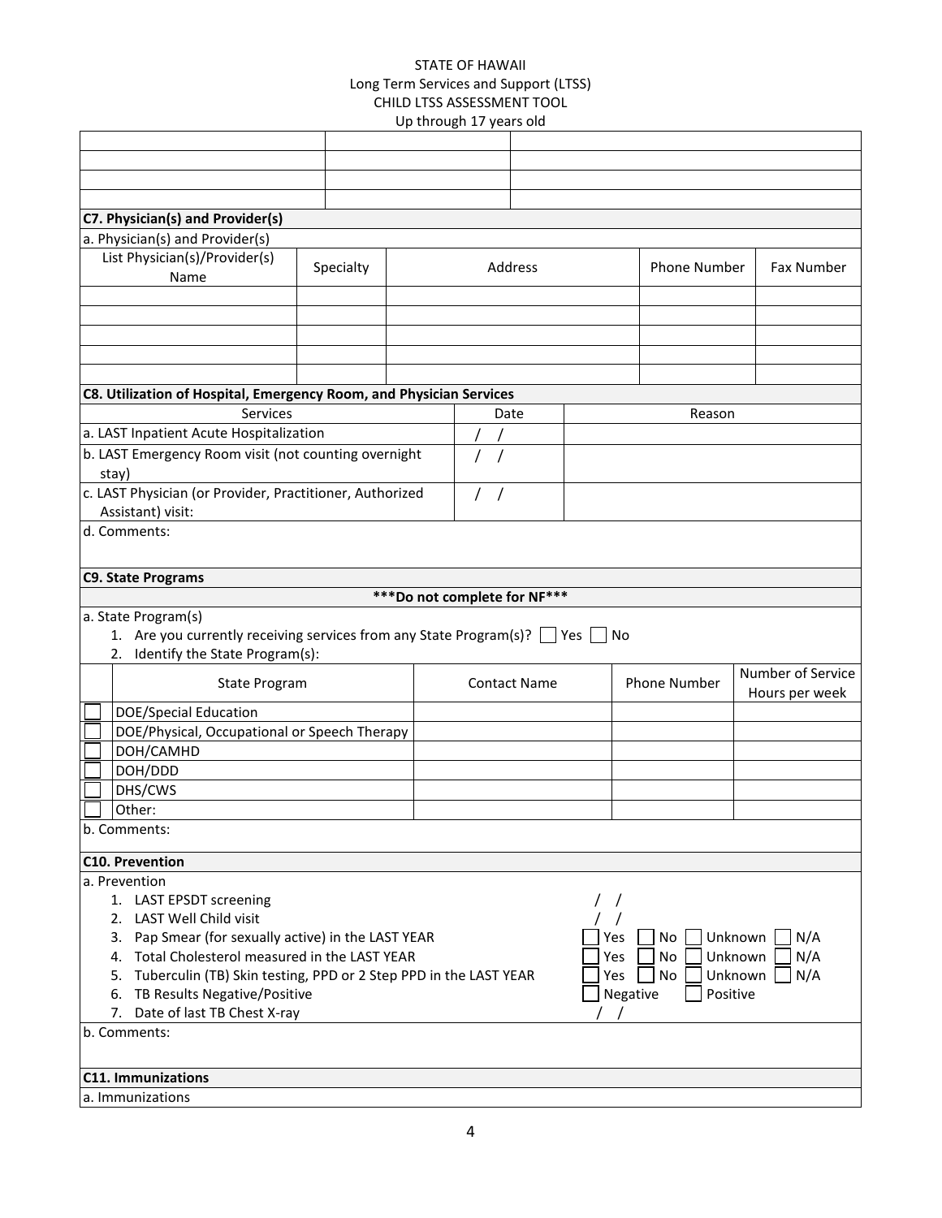STATE OF HAWAII
Long Term Services and Support (LTSS)
CHILD LTSS ASSESSMENT TOOL
Up through 17 years old

| | | |
|---|---|---|
| | | |
| | | |
| | | |
| | | |

**C7. Physician(s) and Provider(s)**

a. Physician(s) and Provider(s)

| List Physician(s)/Provider(s) Name | Specialty | Address | Phone Number | Fax Number |
|---|---|---|---|---|
| | | | | |
| | | | | |
| | | | | |
| | | | | |
| | | | | |

**C8. Utilization of Hospital, Emergency Room, and Physician Services**

| Services | Date | Reason |
|---|---|---|
| a. LAST Inpatient Acute Hospitalization | / / | |
| b. LAST Emergency Room visit (not counting overnight stay) | / / | |
| c. LAST Physician (or Provider, Practitioner, Authorized Assistant) visit: | / / | |

d. Comments:

**C9. State Programs**

***Do not complete for NF***

a. State Program(s)

1. Are you currently receiving services from any State Program(s)? ☐ Yes ☐ No
2. Identify the State Program(s):

| | State Program | Contact Name | Phone Number | Number of Service Hours per week |
|---|---|---|---|---|
| ☐ | DOE/Special Education | | | |
| ☐ | DOE/Physical, Occupational or Speech Therapy | | | |
| ☐ | DOH/CAMHD | | | |
| ☐ | DOH/DDD | | | |
| ☐ | DHS/CWS | | | |
| ☐ | Other: | | | |

b. Comments:

**C10. Prevention**

a. Prevention

1. LAST EPSDT screening / /
2. LAST Well Child visit / /
3. Pap Smear (for sexually active) in the LAST YEAR ☐ Yes ☐ No ☐ Unknown ☐ N/A
4. Total Cholesterol measured in the LAST YEAR ☐ Yes ☐ No ☐ Unknown ☐ N/A
5. Tuberculin (TB) Skin testing, PPD or 2 Step PPD in the LAST YEAR ☐ Yes ☐ No ☐ Unknown ☐ N/A
6. TB Results Negative/Positive ☐ Negative ☐ Positive
7. Date of last TB Chest X-ray / /

b. Comments:

**C11. Immunizations**

a. Immunizations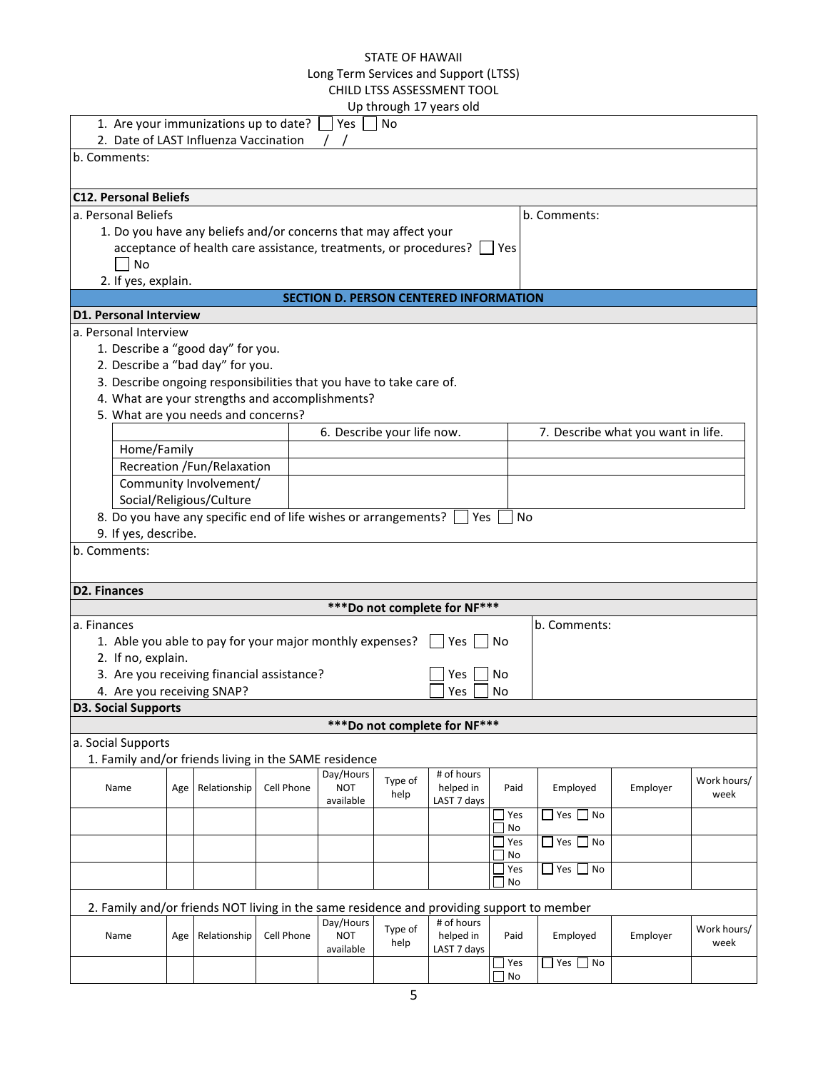STATE OF HAWAII
Long Term Services and Support (LTSS)
CHILD LTSS ASSESSMENT TOOL
Up through 17 years old

1. Are your immunizations up to date? ☐ Yes ☐ No
2. Date of LAST Influenza Vaccination  /  /

b. Comments:

**C12. Personal Beliefs**

a. Personal Beliefs

1. Do you have any beliefs and/or concerns that may affect your acceptance of health care assistance, treatments, or procedures? ☐ Yes ☐ No
2. If yes, explain.

b. Comments:

## SECTION D. PERSON CENTERED INFORMATION

**D1. Personal Interview**

a. Personal Interview

1. Describe a "good day" for you.
2. Describe a "bad day" for you.
3. Describe ongoing responsibilities that you have to take care of.
4. What are your strengths and accomplishments?
5. What are you needs and concerns?

| | 6. Describe your life now. | 7. Describe what you want in life. |
|---|---|---|
| Home/Family | | |
| Recreation /Fun/Relaxation | | |
| Community Involvement/ Social/Religious/Culture | | |

8. Do you have any specific end of life wishes or arrangements? ☐ Yes ☐ No
9. If yes, describe.

b. Comments:

**D2. Finances**

**\*\*\*Do not complete for NF\*\*\***

a. Finances

1. Able you able to pay for your major monthly expenses? ☐ Yes ☐ No
2. If no, explain.
3. Are you receiving financial assistance? ☐ Yes ☐ No
4. Are you receiving SNAP? ☐ Yes ☐ No

b. Comments:

**D3. Social Supports**

**\*\*\*Do not complete for NF\*\*\***

a. Social Supports

1. Family and/or friends living in the SAME residence

| Name | Age | Relationship | Cell Phone | Day/Hours NOT available | Type of help | # of hours helped in LAST 7 days | Paid | Employed | Employer | Work hours/ week |
|---|---|---|---|---|---|---|---|---|---|---|
| | | | | | | | ☐ Yes ☐ No | ☐ Yes ☐ No | | |
| | | | | | | | ☐ Yes ☐ No | ☐ Yes ☐ No | | |
| | | | | | | | ☐ Yes ☐ No | ☐ Yes ☐ No | | |

2. Family and/or friends NOT living in the same residence and providing support to member

| Name | Age | Relationship | Cell Phone | Day/Hours NOT available | Type of help | # of hours helped in LAST 7 days | Paid | Employed | Employer | Work hours/ week |
|---|---|---|---|---|---|---|---|---|---|---|
| | | | | | | | ☐ Yes ☐ No | ☐ Yes ☐ No | | |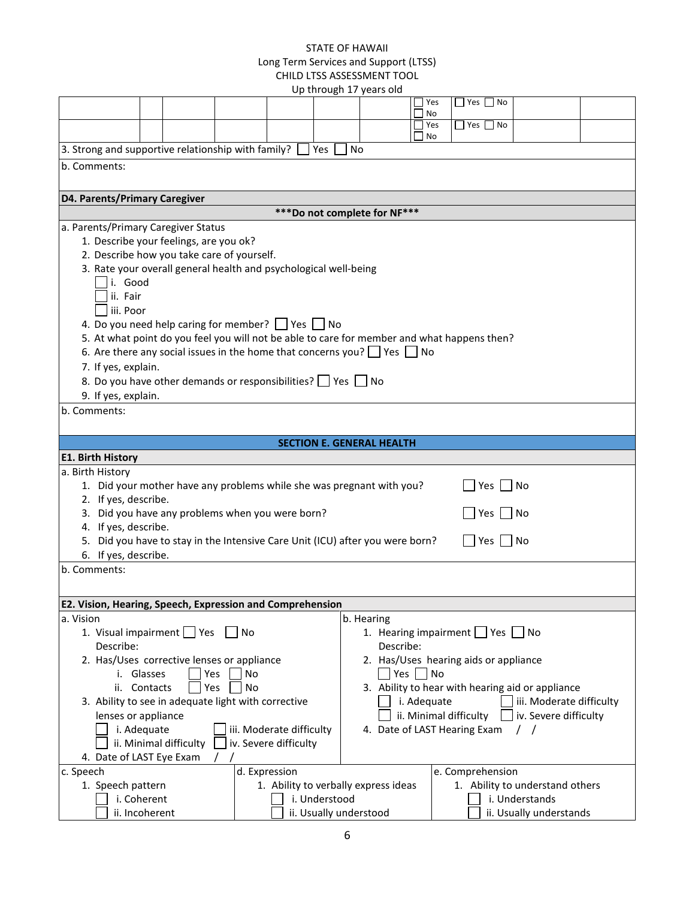STATE OF HAWAII
Long Term Services and Support (LTSS)
CHILD LTSS ASSESSMENT TOOL
Up through 17 years old

| | | | | | | | | | | |
|---|---|---|---|---|---|---|---|---|---|---|
| | | | | | | | ☐ Yes ☐ No | ☐ Yes ☐ No | | |
| | | | | | | | ☐ Yes ☐ No | ☐ Yes ☐ No | | |

3. Strong and supportive relationship with family? ☐ Yes ☐ No

b. Comments:

**D4. Parents/Primary Caregiver**

**\*\*\*Do not complete for NF\*\*\***

a. Parents/Primary Caregiver Status

1. Describe your feelings, are you ok?
2. Describe how you take care of yourself.
3. Rate your overall general health and psychological well-being
   - ☐ i. Good
   - ☐ ii. Fair
   - ☐ iii. Poor
4. Do you need help caring for member? ☐ Yes ☐ No
5. At what point do you feel you will not be able to care for member and what happens then?
6. Are there any social issues in the home that concerns you? ☐ Yes ☐ No
7. If yes, explain.
8. Do you have other demands or responsibilities? ☐ Yes ☐ No
9. If yes, explain.

b. Comments:

## SECTION E. GENERAL HEALTH

**E1. Birth History**

a. Birth History

1. Did your mother have any problems while she was pregnant with you? ☐ Yes ☐ No
2. If yes, describe.
3. Did you have any problems when you were born? ☐ Yes ☐ No
4. If yes, describe.
5. Did you have to stay in the Intensive Care Unit (ICU) after you were born? ☐ Yes ☐ No
6. If yes, describe.

b. Comments:

**E2. Vision, Hearing, Speech, Expression and Comprehension**

a. Vision

1. Visual impairment ☐ Yes ☐ No
   Describe:
2. Has/Uses corrective lenses or appliance
   - i. Glasses ☐ Yes ☐ No
   - ii. Contacts ☐ Yes ☐ No
3. Ability to see in adequate light with corrective lenses or appliance
   - ☐ i. Adequate
   - ☐ ii. Minimal difficulty
   - ☐ iii. Moderate difficulty
   - ☐ iv. Severe difficulty
4. Date of LAST Eye Exam / /

b. Hearing

1. Hearing impairment ☐ Yes ☐ No
   Describe:
2. Has/Uses hearing aids or appliance
   ☐ Yes ☐ No
3. Ability to hear with hearing aid or appliance
   - ☐ i. Adequate
   - ☐ ii. Minimal difficulty
   - ☐ iii. Moderate difficulty
   - ☐ iv. Severe difficulty
4. Date of LAST Hearing Exam / /

c. Speech

1. Speech pattern
   - ☐ i. Coherent
   - ☐ ii. Incoherent

d. Expression

1. Ability to verbally express ideas
   - ☐ i. Understood
   - ☐ ii. Usually understood

e. Comprehension

1. Ability to understand others
   - ☐ i. Understands
   - ☐ ii. Usually understands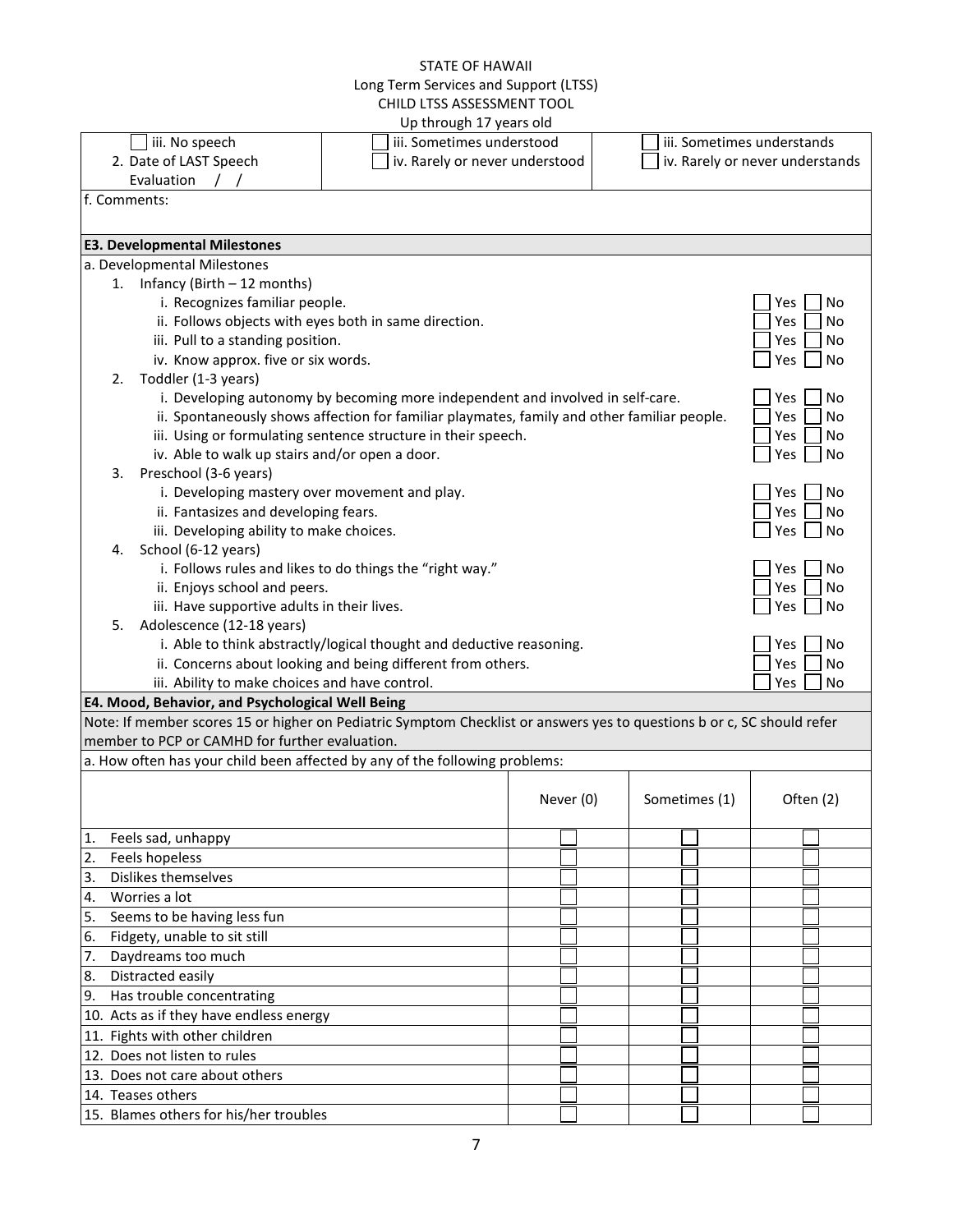| | | |
|---|---|---|
| ☐ iii. No speech<br>2. Date of LAST Speech Evaluation / / | ☐ iii. Sometimes understood<br>☐ iv. Rarely or never understood | ☐ iii. Sometimes understands<br>☐ iv. Rarely or never understands |

f. Comments:

**E3. Developmental Milestones**

a. Developmental Milestones

1. Infancy (Birth – 12 months)
   - i. Recognizes familiar people. ☐ Yes ☐ No
   - ii. Follows objects with eyes both in same direction. ☐ Yes ☐ No
   - iii. Pull to a standing position. ☐ Yes ☐ No
   - iv. Know approx. five or six words. ☐ Yes ☐ No
2. Toddler (1-3 years)
   - i. Developing autonomy by becoming more independent and involved in self-care. ☐ Yes ☐ No
   - ii. Spontaneously shows affection for familiar playmates, family and other familiar people. ☐ Yes ☐ No
   - iii. Using or formulating sentence structure in their speech. ☐ Yes ☐ No
   - iv. Able to walk up stairs and/or open a door. ☐ Yes ☐ No
3. Preschool (3-6 years)
   - i. Developing mastery over movement and play. ☐ Yes ☐ No
   - ii. Fantasizes and developing fears. ☐ Yes ☐ No
   - iii. Developing ability to make choices. ☐ Yes ☐ No
4. School (6-12 years)
   - i. Follows rules and likes to do things the "right way." ☐ Yes ☐ No
   - ii. Enjoys school and peers. ☐ Yes ☐ No
   - iii. Have supportive adults in their lives. ☐ Yes ☐ No
5. Adolescence (12-18 years)
   - i. Able to think abstractly/logical thought and deductive reasoning. ☐ Yes ☐ No
   - ii. Concerns about looking and being different from others. ☐ Yes ☐ No
   - iii. Ability to make choices and have control. ☐ Yes ☐ No

**E4. Mood, Behavior, and Psychological Well Being**

Note: If member scores 15 or higher on Pediatric Symptom Checklist or answers yes to questions b or c, SC should refer member to PCP or CAMHD for further evaluation.

a. How often has your child been affected by any of the following problems:

| | Never (0) | Sometimes (1) | Often (2) |
|---|---|---|---|
| 1. Feels sad, unhappy | ☐ | ☐ | ☐ |
| 2. Feels hopeless | ☐ | ☐ | ☐ |
| 3. Dislikes themselves | ☐ | ☐ | ☐ |
| 4. Worries a lot | ☐ | ☐ | ☐ |
| 5. Seems to be having less fun | ☐ | ☐ | ☐ |
| 6. Fidgety, unable to sit still | ☐ | ☐ | ☐ |
| 7. Daydreams too much | ☐ | ☐ | ☐ |
| 8. Distracted easily | ☐ | ☐ | ☐ |
| 9. Has trouble concentrating | ☐ | ☐ | ☐ |
| 10. Acts as if they have endless energy | ☐ | ☐ | ☐ |
| 11. Fights with other children | ☐ | ☐ | ☐ |
| 12. Does not listen to rules | ☐ | ☐ | ☐ |
| 13. Does not care about others | ☐ | ☐ | ☐ |
| 14. Teases others | ☐ | ☐ | ☐ |
| 15. Blames others for his/her troubles | ☐ | ☐ | ☐ |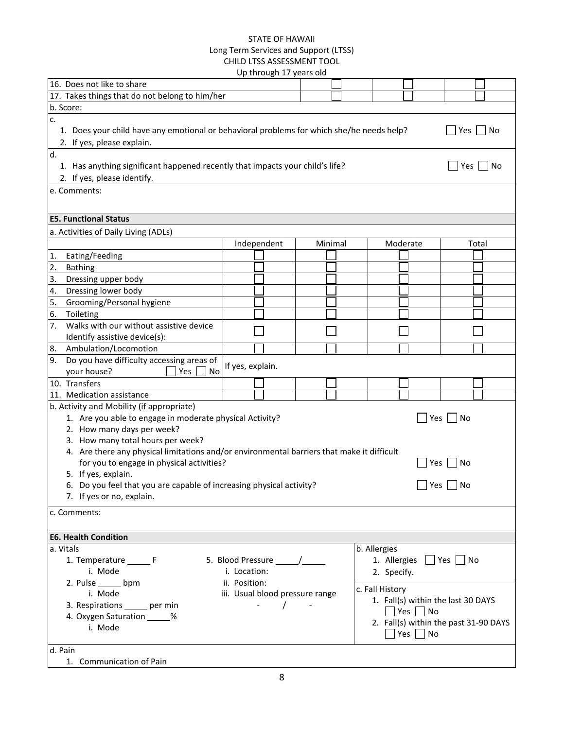STATE OF HAWAII
Long Term Services and Support (LTSS)
CHILD LTSS ASSESSMENT TOOL
Up through 17 years old

| | | | |
|---|---|---|---|
| 16. Does not like to share | ☐ | ☐ | ☐ |
| 17. Takes things that do not belong to him/her | ☐ | ☐ | ☐ |

b. Score:

c.
1. Does your child have any emotional or behavioral problems for which she/he needs help? ☐ Yes ☐ No
2. If yes, please explain.

d.
1. Has anything significant happened recently that impacts your child's life? ☐ Yes ☐ No
2. If yes, please identify.

e. Comments:

**E5. Functional Status**

a. Activities of Daily Living (ADLs)

| | Independent | Minimal | Moderate | Total |
|---|---|---|---|---|
| 1. Eating/Feeding | ☐ | ☐ | ☐ | ☐ |
| 2. Bathing | ☐ | ☐ | ☐ | ☐ |
| 3. Dressing upper body | ☐ | ☐ | ☐ | ☐ |
| 4. Dressing lower body | ☐ | ☐ | ☐ | ☐ |
| 5. Grooming/Personal hygiene | ☐ | ☐ | ☐ | ☐ |
| 6. Toileting | ☐ | ☐ | ☐ | ☐ |
| 7. Walks with our without assistive device Identify assistive device(s): | ☐ | ☐ | ☐ | ☐ |
| 8. Ambulation/Locomotion | ☐ | ☐ | ☐ | ☐ |
| 9. Do you have difficulty accessing areas of your house? ☐ Yes ☐ No | If yes, explain. | | | |
| 10. Transfers | ☐ | ☐ | ☐ | ☐ |
| 11. Medication assistance | ☐ | ☐ | ☐ | ☐ |

b. Activity and Mobility (if appropriate)
1. Are you able to engage in moderate physical Activity? ☐ Yes ☐ No
2. How many days per week?
3. How many total hours per week?
4. Are there any physical limitations and/or environmental barriers that make it difficult for you to engage in physical activities? ☐ Yes ☐ No
5. If yes, explain.
6. Do you feel that you are capable of increasing physical activity? ☐ Yes ☐ No
7. If yes or no, explain.

c. Comments:

**E6. Health Condition**

a. Vitals
1. Temperature _____ F
   i. Mode
2. Pulse _____ bpm
   i. Mode
3. Respirations _____ per min
4. Oxygen Saturation _____%
   i. Mode
5. Blood Pressure _____/_____
   i. Location:
   ii. Position:
   iii. Usual blood pressure range
   - / -

b. Allergies
1. Allergies ☐ Yes ☐ No
2. Specify.

c. Fall History
1. Fall(s) within the last 30 DAYS
   ☐ Yes ☐ No
2. Fall(s) within the past 31-90 DAYS
   ☐ Yes ☐ No

d. Pain
1. Communication of Pain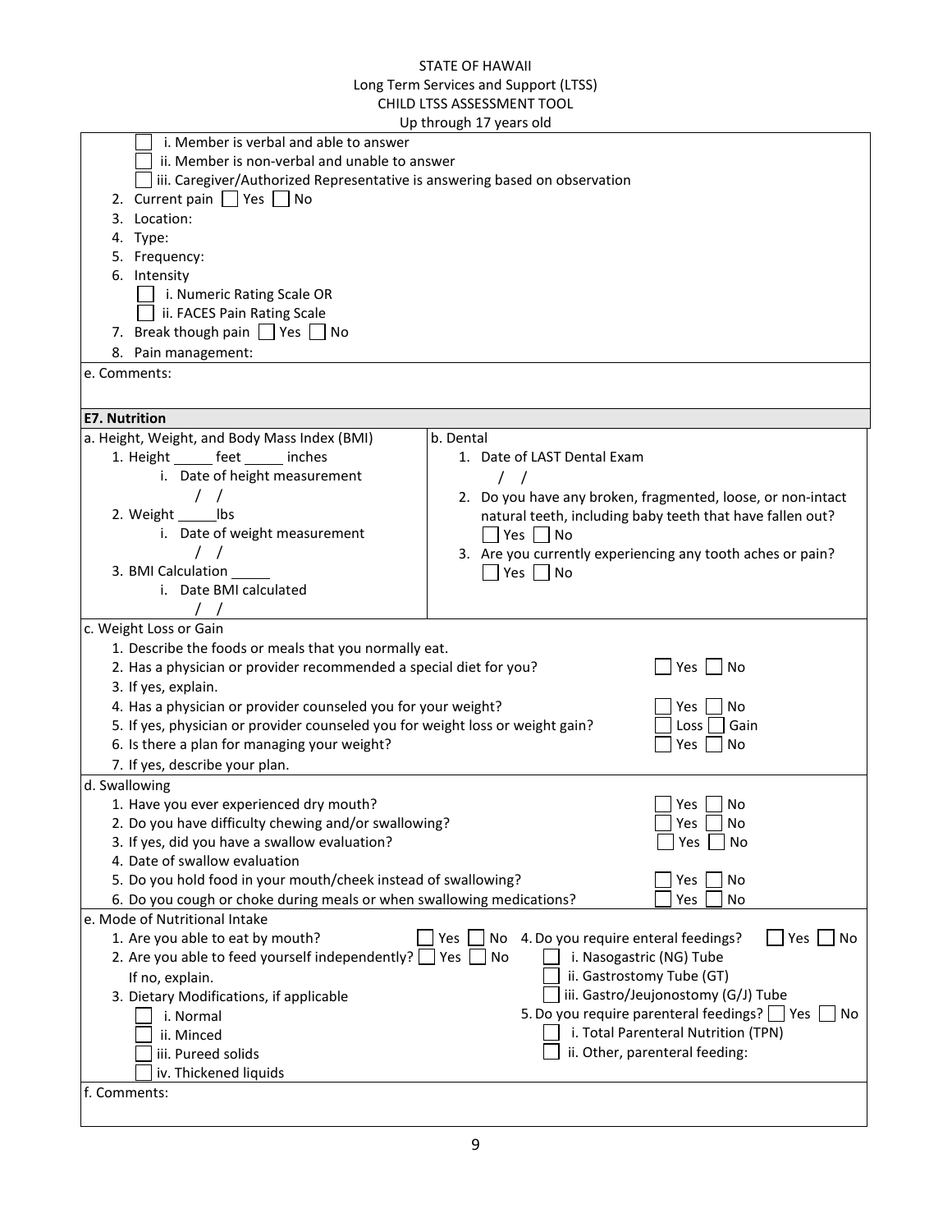STATE OF HAWAII
Long Term Services and Support (LTSS)
CHILD LTSS ASSESSMENT TOOL
Up through 17 years old

- ☐ i. Member is verbal and able to answer
- ☐ ii. Member is non-verbal and unable to answer
- ☐ iii. Caregiver/Authorized Representative is answering based on observation

2. Current pain ☐ Yes ☐ No
3. Location:
4. Type:
5. Frequency:
6. Intensity
   - ☐ i. Numeric Rating Scale OR
   - ☐ ii. FACES Pain Rating Scale
7. Break though pain ☐ Yes ☐ No
8. Pain management:

e. Comments:

**E7. Nutrition**

| a. Height, Weight, and Body Mass Index (BMI) | b. Dental |
|---|---|
| 1. Height _____ feet _____ inches<br>i. Date of height measurement<br>/ /<br>2. Weight _____lbs<br>i. Date of weight measurement<br>/ /<br>3. BMI Calculation _____<br>i. Date BMI calculated<br>/ / | 1. Date of LAST Dental Exam<br>/ /<br>2. Do you have any broken, fragmented, loose, or non-intact natural teeth, including baby teeth that have fallen out?<br>☐ Yes ☐ No<br>3. Are you currently experiencing any tooth aches or pain?<br>☐ Yes ☐ No |

c. Weight Loss or Gain

1. Describe the foods or meals that you normally eat.
2. Has a physician or provider recommended a special diet for you? ☐ Yes ☐ No
3. If yes, explain.
4. Has a physician or provider counseled you for your weight? ☐ Yes ☐ No
5. If yes, physician or provider counseled you for weight loss or weight gain? ☐ Loss ☐ Gain
6. Is there a plan for managing your weight? ☐ Yes ☐ No
7. If yes, describe your plan.

d. Swallowing

1. Have you ever experienced dry mouth? ☐ Yes ☐ No
2. Do you have difficulty chewing and/or swallowing? ☐ Yes ☐ No
3. If yes, did you have a swallow evaluation? ☐ Yes ☐ No
4. Date of swallow evaluation
5. Do you hold food in your mouth/cheek instead of swallowing? ☐ Yes ☐ No
6. Do you cough or choke during meals or when swallowing medications? ☐ Yes ☐ No

e. Mode of Nutritional Intake

1. Are you able to eat by mouth? ☐ Yes ☐ No
2. Are you able to feed yourself independently? ☐ Yes ☐ No
   If no, explain.
3. Dietary Modifications, if applicable
   - ☐ i. Normal
   - ☐ ii. Minced
   - ☐ iii. Pureed solids
   - ☐ iv. Thickened liquids
4. Do you require enteral feedings? ☐ Yes ☐ No
   - ☐ i. Nasogastric (NG) Tube
   - ☐ ii. Gastrostomy Tube (GT)
   - ☐ iii. Gastro/Jeujonostomy (G/J) Tube
5. Do you require parenteral feedings? ☐ Yes ☐ No
   - ☐ i. Total Parenteral Nutrition (TPN)
   - ☐ ii. Other, parenteral feeding:

f. Comments: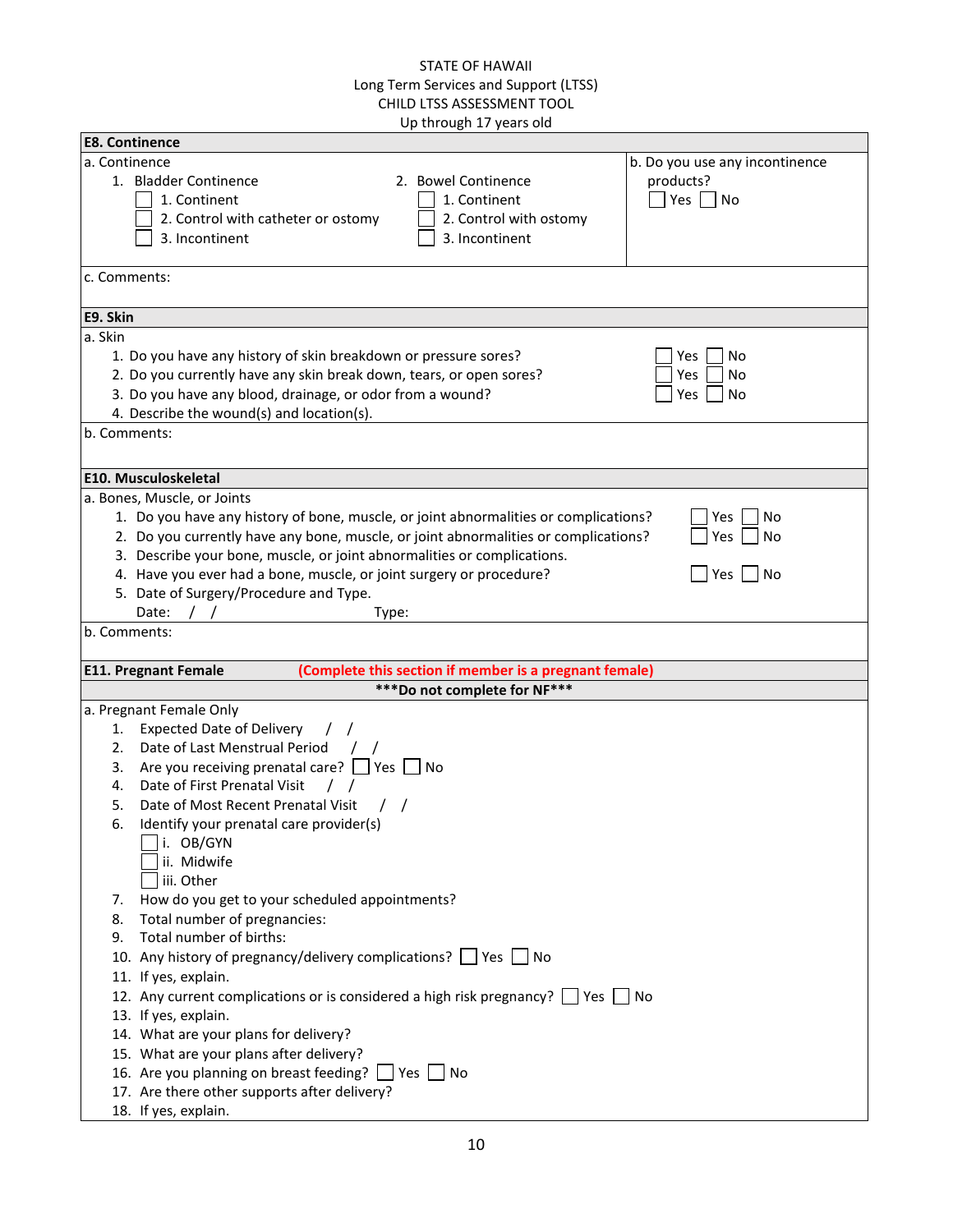STATE OF HAWAII
Long Term Services and Support (LTSS)
CHILD LTSS ASSESSMENT TOOL
Up through 17 years old

## E8. Continence

a. Continence

1. Bladder Continence
   - ☐ 1. Continent
   - ☐ 2. Control with catheter or ostomy
   - ☐ 3. Incontinent

2. Bowel Continence
   - ☐ 1. Continent
   - ☐ 2. Control with ostomy
   - ☐ 3. Incontinent

b. Do you use any incontinence products? ☐ Yes ☐ No

c. Comments:

## E9. Skin

a. Skin

1. Do you have any history of skin breakdown or pressure sores? ☐ Yes ☐ No
2. Do you currently have any skin break down, tears, or open sores? ☐ Yes ☐ No
3. Do you have any blood, drainage, or odor from a wound? ☐ Yes ☐ No
4. Describe the wound(s) and location(s).

b. Comments:

## E10. Musculoskeletal

a. Bones, Muscle, or Joints

1. Do you have any history of bone, muscle, or joint abnormalities or complications? ☐ Yes ☐ No
2. Do you currently have any bone, muscle, or joint abnormalities or complications? ☐ Yes ☐ No
3. Describe your bone, muscle, or joint abnormalities or complications.
4. Have you ever had a bone, muscle, or joint surgery or procedure? ☐ Yes ☐ No
5. Date of Surgery/Procedure and Type.
   Date: / / Type:

b. Comments:

## E11. Pregnant Female (Complete this section if member is a pregnant female)

***Do not complete for NF***

a. Pregnant Female Only

1. Expected Date of Delivery / /
2. Date of Last Menstrual Period / /
3. Are you receiving prenatal care? ☐ Yes ☐ No
4. Date of First Prenatal Visit / /
5. Date of Most Recent Prenatal Visit / /
6. Identify your prenatal care provider(s)
   - ☐ i. OB/GYN
   - ☐ ii. Midwife
   - ☐ iii. Other
7. How do you get to your scheduled appointments?
8. Total number of pregnancies:
9. Total number of births:
10. Any history of pregnancy/delivery complications? ☐ Yes ☐ No
11. If yes, explain.
12. Any current complications or is considered a high risk pregnancy? ☐ Yes ☐ No
13. If yes, explain.
14. What are your plans for delivery?
15. What are your plans after delivery?
16. Are you planning on breast feeding? ☐ Yes ☐ No
17. Are there other supports after delivery?
18. If yes, explain.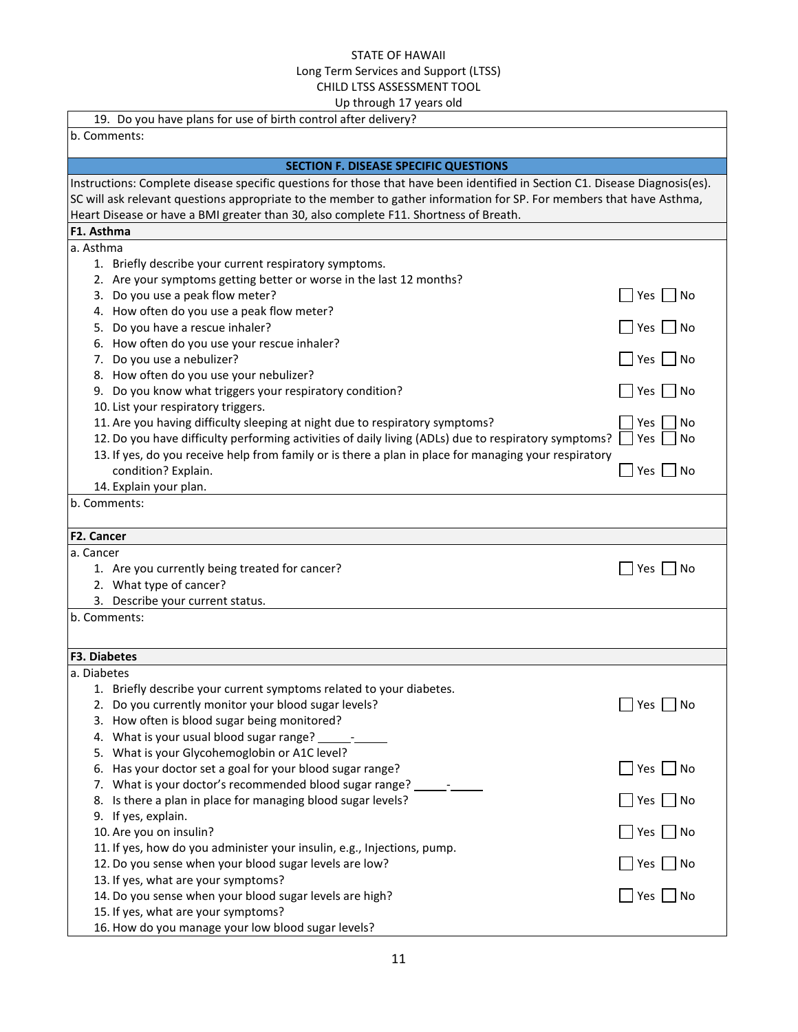19. Do you have plans for use of birth control after delivery?

b. Comments:

## SECTION F. DISEASE SPECIFIC QUESTIONS

Instructions: Complete disease specific questions for those that have been identified in Section C1. Disease Diagnosis(es). SC will ask relevant questions appropriate to the member to gather information for SP. For members that have Asthma, Heart Disease or have a BMI greater than 30, also complete F11. Shortness of Breath.

### F1. Asthma

a. Asthma

1. Briefly describe your current respiratory symptoms.
2. Are your symptoms getting better or worse in the last 12 months?
3. Do you use a peak flow meter? ☐ Yes ☐ No
4. How often do you use a peak flow meter?
5. Do you have a rescue inhaler? ☐ Yes ☐ No
6. How often do you use your rescue inhaler?
7. Do you use a nebulizer? ☐ Yes ☐ No
8. How often do you use your nebulizer?
9. Do you know what triggers your respiratory condition? ☐ Yes ☐ No
10. List your respiratory triggers.
11. Are you having difficulty sleeping at night due to respiratory symptoms? ☐ Yes ☐ No
12. Do you have difficulty performing activities of daily living (ADLs) due to respiratory symptoms? ☐ Yes ☐ No
13. If yes, do you receive help from family or is there a plan in place for managing your respiratory condition? Explain. ☐ Yes ☐ No
14. Explain your plan.

b. Comments:

### F2. Cancer

a. Cancer

1. Are you currently being treated for cancer? ☐ Yes ☐ No
2. What type of cancer?
3. Describe your current status.

b. Comments:

### F3. Diabetes

a. Diabetes

1. Briefly describe your current symptoms related to your diabetes.
2. Do you currently monitor your blood sugar levels? ☐ Yes ☐ No
3. How often is blood sugar being monitored?
4. What is your usual blood sugar range? _____-_____
5. What is your Glycohemoglobin or A1C level?
6. Has your doctor set a goal for your blood sugar range? ☐ Yes ☐ No
7. What is your doctor's recommended blood sugar range? _____-_____
8. Is there a plan in place for managing blood sugar levels? ☐ Yes ☐ No
9. If yes, explain.
10. Are you on insulin? ☐ Yes ☐ No
11. If yes, how do you administer your insulin, e.g., Injections, pump.
12. Do you sense when your blood sugar levels are low? ☐ Yes ☐ No
13. If yes, what are your symptoms?
14. Do you sense when your blood sugar levels are high? ☐ Yes ☐ No
15. If yes, what are your symptoms?
16. How do you manage your low blood sugar levels?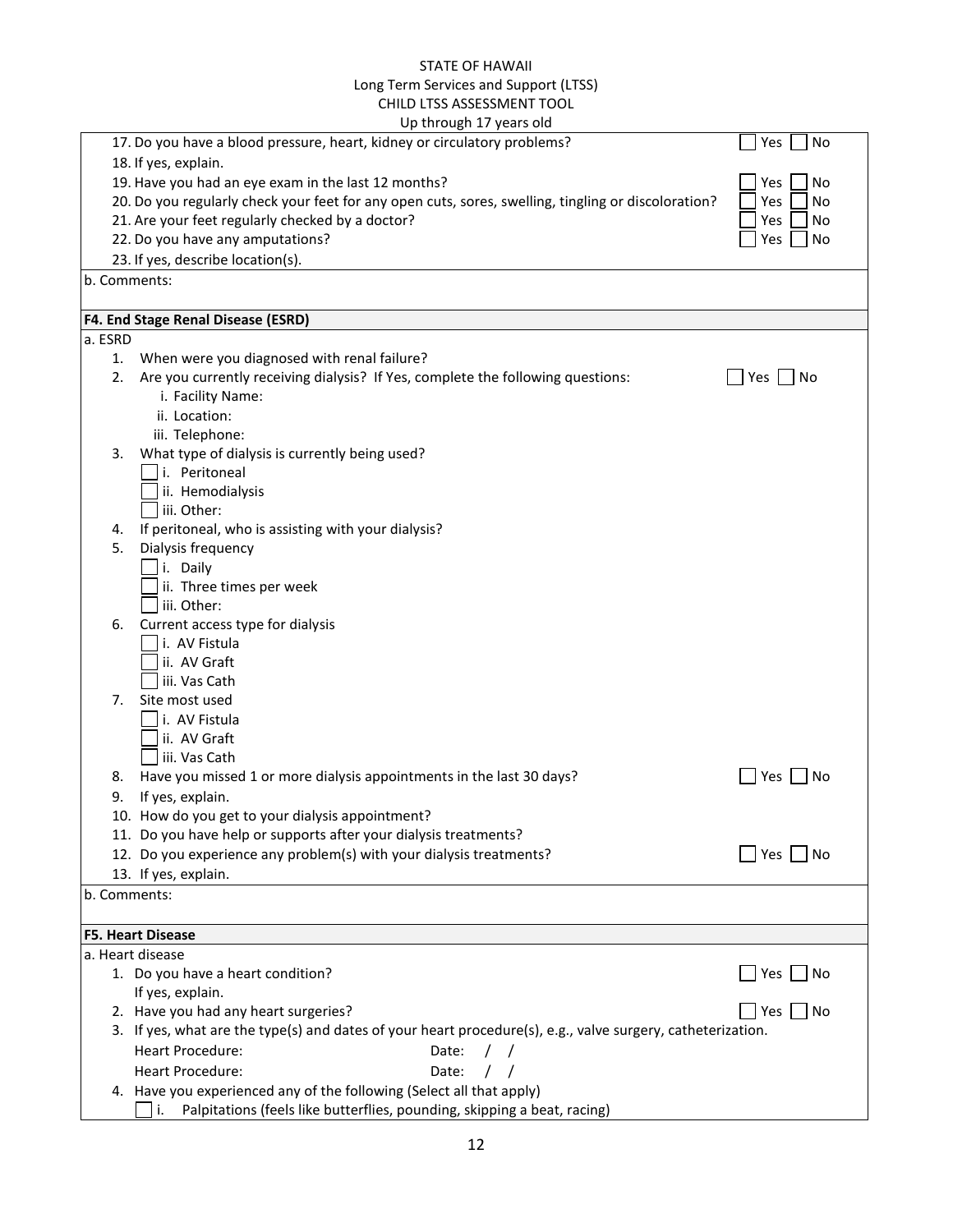STATE OF HAWAII
Long Term Services and Support (LTSS)
CHILD LTSS ASSESSMENT TOOL
Up through 17 years old

17. Do you have a blood pressure, heart, kidney or circulatory problems? ☐ Yes ☐ No
18. If yes, explain.
19. Have you had an eye exam in the last 12 months? ☐ Yes ☐ No
20. Do you regularly check your feet for any open cuts, sores, swelling, tingling or discoloration? ☐ Yes ☐ No
21. Are your feet regularly checked by a doctor? ☐ Yes ☐ No
22. Do you have any amputations? ☐ Yes ☐ No
23. If yes, describe location(s).

b. Comments:

**F4. End Stage Renal Disease (ESRD)**

a. ESRD

1. When were you diagnosed with renal failure?
2. Are you currently receiving dialysis? If Yes, complete the following questions: ☐ Yes ☐ No
   - i. Facility Name:
   - ii. Location:
   - iii. Telephone:
3. What type of dialysis is currently being used?
   - ☐ i. Peritoneal
   - ☐ ii. Hemodialysis
   - ☐ iii. Other:
4. If peritoneal, who is assisting with your dialysis?
5. Dialysis frequency
   - ☐ i. Daily
   - ☐ ii. Three times per week
   - ☐ iii. Other:
6. Current access type for dialysis
   - ☐ i. AV Fistula
   - ☐ ii. AV Graft
   - ☐ iii. Vas Cath
7. Site most used
   - ☐ i. AV Fistula
   - ☐ ii. AV Graft
   - ☐ iii. Vas Cath
8. Have you missed 1 or more dialysis appointments in the last 30 days? ☐ Yes ☐ No
9. If yes, explain.
10. How do you get to your dialysis appointment?
11. Do you have help or supports after your dialysis treatments?
12. Do you experience any problem(s) with your dialysis treatments? ☐ Yes ☐ No
13. If yes, explain.

b. Comments:

**F5. Heart Disease**

a. Heart disease

1. Do you have a heart condition? ☐ Yes ☐ No
   If yes, explain.
2. Have you had any heart surgeries? ☐ Yes ☐ No
3. If yes, what are the type(s) and dates of your heart procedure(s), e.g., valve surgery, catheterization.
   - Heart Procedure: Date: / /
   - Heart Procedure: Date: / /
4. Have you experienced any of the following (Select all that apply)
   - ☐ i. Palpitations (feels like butterflies, pounding, skipping a beat, racing)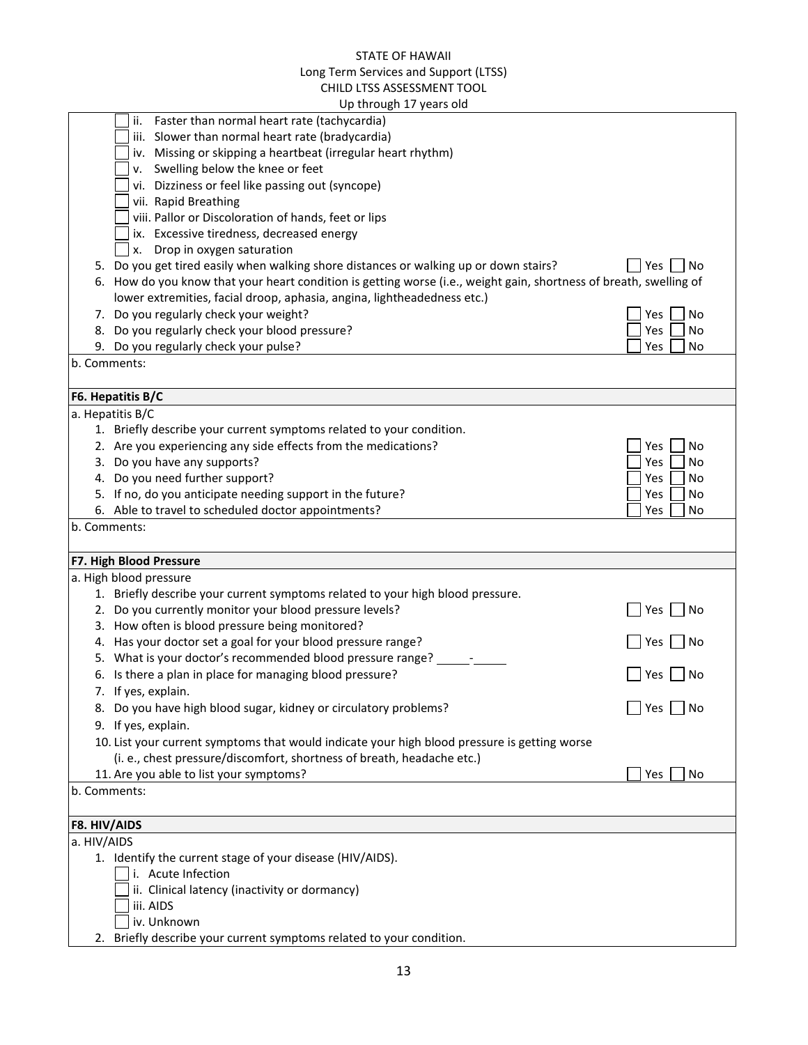- ☐ ii. Faster than normal heart rate (tachycardia)
- ☐ iii. Slower than normal heart rate (bradycardia)
- ☐ iv. Missing or skipping a heartbeat (irregular heart rhythm)
- ☐ v. Swelling below the knee or feet
- ☐ vi. Dizziness or feel like passing out (syncope)
- ☐ vii. Rapid Breathing
- ☐ viii. Pallor or Discoloration of hands, feet or lips
- ☐ ix. Excessive tiredness, decreased energy
- ☐ x. Drop in oxygen saturation

5. Do you get tired easily when walking shore distances or walking up or down stairs? ☐ Yes ☐ No
6. How do you know that your heart condition is getting worse (i.e., weight gain, shortness of breath, swelling of lower extremities, facial droop, aphasia, angina, lightheadedness etc.)
7. Do you regularly check your weight? ☐ Yes ☐ No
8. Do you regularly check your blood pressure? ☐ Yes ☐ No
9. Do you regularly check your pulse? ☐ Yes ☐ No

b. Comments:

### F6. Hepatitis B/C

a. Hepatitis B/C

1. Briefly describe your current symptoms related to your condition.
2. Are you experiencing any side effects from the medications? ☐ Yes ☐ No
3. Do you have any supports? ☐ Yes ☐ No
4. Do you need further support? ☐ Yes ☐ No
5. If no, do you anticipate needing support in the future? ☐ Yes ☐ No
6. Able to travel to scheduled doctor appointments? ☐ Yes ☐ No

b. Comments:

### F7. High Blood Pressure

a. High blood pressure

1. Briefly describe your current symptoms related to your high blood pressure.
2. Do you currently monitor your blood pressure levels? ☐ Yes ☐ No
3. How often is blood pressure being monitored?
4. Has your doctor set a goal for your blood pressure range? ☐ Yes ☐ No
5. What is your doctor's recommended blood pressure range? _____-_____
6. Is there a plan in place for managing blood pressure? ☐ Yes ☐ No
7. If yes, explain.
8. Do you have high blood sugar, kidney or circulatory problems? ☐ Yes ☐ No
9. If yes, explain.
10. List your current symptoms that would indicate your high blood pressure is getting worse (i. e., chest pressure/discomfort, shortness of breath, headache etc.)
11. Are you able to list your symptoms? ☐ Yes ☐ No

b. Comments:

### F8. HIV/AIDS

a. HIV/AIDS

1. Identify the current stage of your disease (HIV/AIDS).
   - ☐ i. Acute Infection
   - ☐ ii. Clinical latency (inactivity or dormancy)
   - ☐ iii. AIDS
   - ☐ iv. Unknown
2. Briefly describe your current symptoms related to your condition.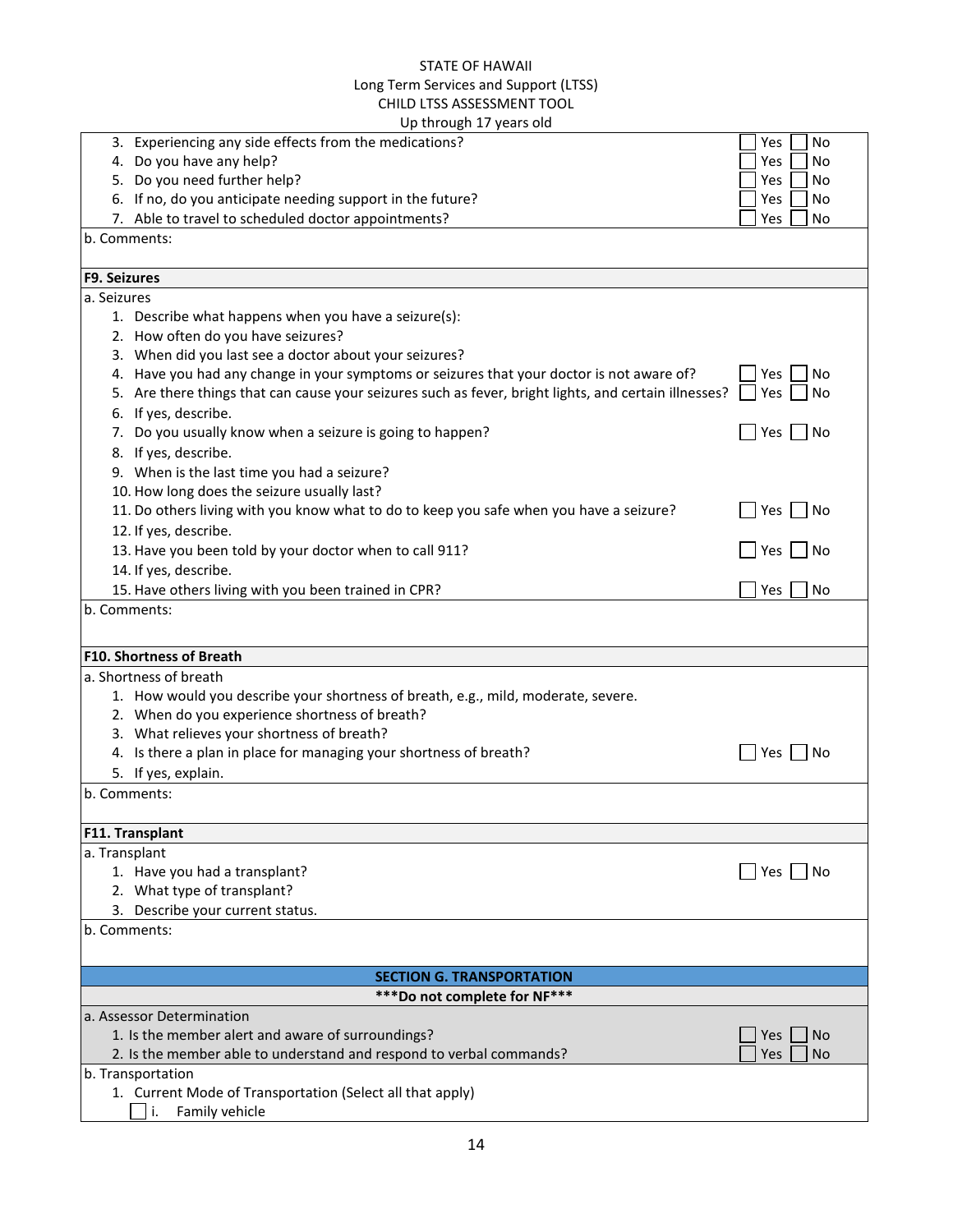3. Experiencing any side effects from the medications? ☐ Yes ☐ No
4. Do you have any help? ☐ Yes ☐ No
5. Do you need further help? ☐ Yes ☐ No
6. If no, do you anticipate needing support in the future? ☐ Yes ☐ No
7. Able to travel to scheduled doctor appointments? ☐ Yes ☐ No

b. Comments:

## F9. Seizures

a. Seizures

1. Describe what happens when you have a seizure(s):
2. How often do you have seizures?
3. When did you last see a doctor about your seizures?
4. Have you had any change in your symptoms or seizures that your doctor is not aware of? ☐ Yes ☐ No
5. Are there things that can cause your seizures such as fever, bright lights, and certain illnesses? ☐ Yes ☐ No
6. If yes, describe.
7. Do you usually know when a seizure is going to happen? ☐ Yes ☐ No
8. If yes, describe.
9. When is the last time you had a seizure?
10. How long does the seizure usually last?
11. Do others living with you know what to do to keep you safe when you have a seizure? ☐ Yes ☐ No
12. If yes, describe.
13. Have you been told by your doctor when to call 911? ☐ Yes ☐ No
14. If yes, describe.
15. Have others living with you been trained in CPR? ☐ Yes ☐ No

b. Comments:

## F10. Shortness of Breath

a. Shortness of breath

1. How would you describe your shortness of breath, e.g., mild, moderate, severe.
2. When do you experience shortness of breath?
3. What relieves your shortness of breath?
4. Is there a plan in place for managing your shortness of breath? ☐ Yes ☐ No
5. If yes, explain.

b. Comments:

## F11. Transplant

a. Transplant

1. Have you had a transplant? ☐ Yes ☐ No
2. What type of transplant?
3. Describe your current status.

b. Comments:

# SECTION G. TRANSPORTATION

**\*\*\*Do not complete for NF\*\*\***

a. Assessor Determination

1. Is the member alert and aware of surroundings? ☐ Yes ☐ No
2. Is the member able to understand and respond to verbal commands? ☐ Yes ☐ No

b. Transportation

1. Current Mode of Transportation (Select all that apply)
   - ☐ i. Family vehicle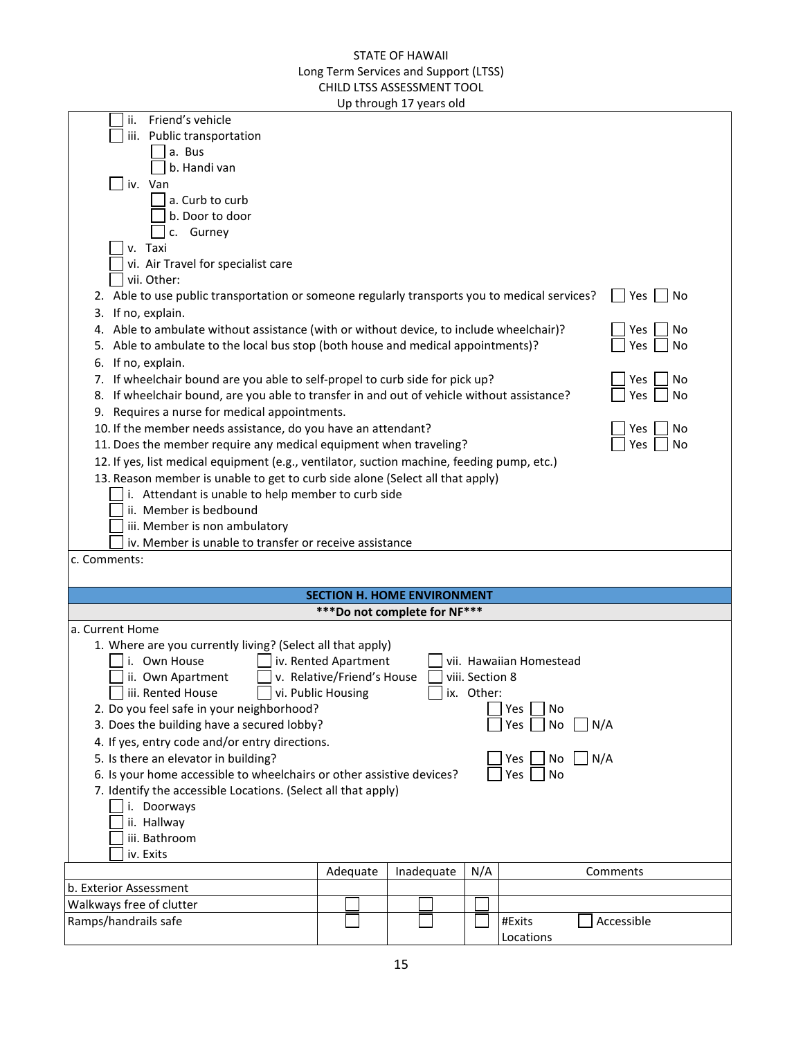- ☐ ii. Friend's vehicle
- ☐ iii. Public transportation
  - ☐ a. Bus
  - ☐ b. Handi van
- ☐ iv. Van
  - ☐ a. Curb to curb
  - ☐ b. Door to door
  - ☐ c. Gurney
- ☐ v. Taxi
- ☐ vi. Air Travel for specialist care
- ☐ vii. Other:

2. Able to use public transportation or someone regularly transports you to medical services? ☐ Yes ☐ No
3. If no, explain.
4. Able to ambulate without assistance (with or without device, to include wheelchair)? ☐ Yes ☐ No
5. Able to ambulate to the local bus stop (both house and medical appointments)? ☐ Yes ☐ No
6. If no, explain.
7. If wheelchair bound are you able to self-propel to curb side for pick up? ☐ Yes ☐ No
8. If wheelchair bound, are you able to transfer in and out of vehicle without assistance? ☐ Yes ☐ No
9. Requires a nurse for medical appointments.
10. If the member needs assistance, do you have an attendant? ☐ Yes ☐ No
11. Does the member require any medical equipment when traveling? ☐ Yes ☐ No
12. If yes, list medical equipment (e.g., ventilator, suction machine, feeding pump, etc.)
13. Reason member is unable to get to curb side alone (Select all that apply)
    - ☐ i. Attendant is unable to help member to curb side
    - ☐ ii. Member is bedbound
    - ☐ iii. Member is non ambulatory
    - ☐ iv. Member is unable to transfer or receive assistance

c. Comments:

## SECTION H. HOME ENVIRONMENT

**\*\*\*Do not complete for NF\*\*\***

a. Current Home

1. Where are you currently living? (Select all that apply)
   - ☐ i. Own House
   - ☐ ii. Own Apartment
   - ☐ iii. Rented House
   - ☐ iv. Rented Apartment
   - ☐ v. Relative/Friend's House
   - ☐ vi. Public Housing
   - ☐ vii. Hawaiian Homestead
   - ☐ viii. Section 8
   - ☐ ix. Other:
2. Do you feel safe in your neighborhood? ☐ Yes ☐ No
3. Does the building have a secured lobby? ☐ Yes ☐ No ☐ N/A
4. If yes, entry code and/or entry directions.
5. Is there an elevator in building? ☐ Yes ☐ No ☐ N/A
6. Is your home accessible to wheelchairs or other assistive devices? ☐ Yes ☐ No
7. Identify the accessible Locations. (Select all that apply)
   - ☐ i. Doorways
   - ☐ ii. Hallway
   - ☐ iii. Bathroom
   - ☐ iv. Exits

| | Adequate | Inadequate | N/A | Comments |
|---|---|---|---|---|
| b. Exterior Assessment | | | | |
| Walkways free of clutter | ☐ | ☐ | ☐ | |
| Ramps/handrails safe | ☐ | ☐ | ☐ | #Exits ☐ Accessible<br>Locations |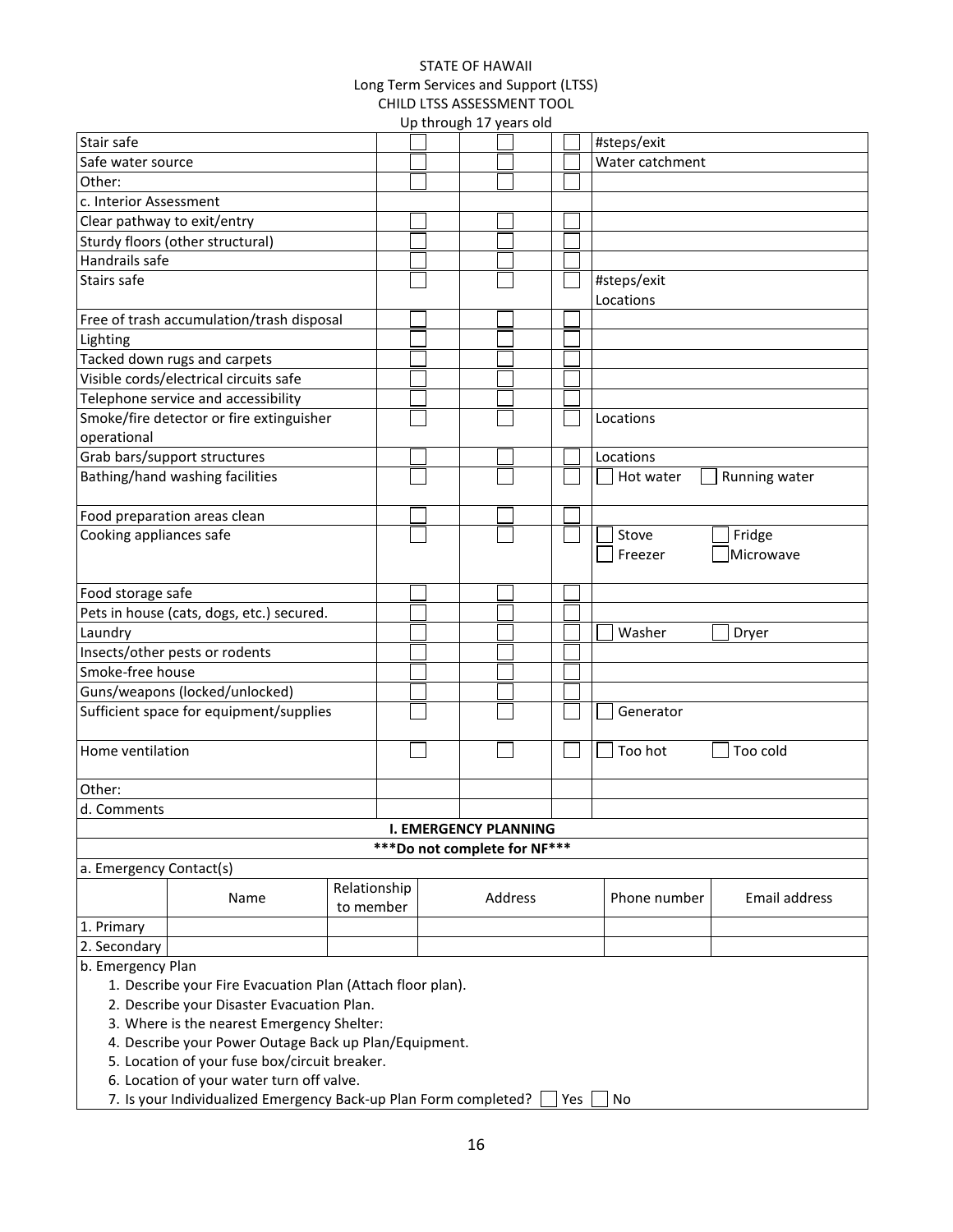STATE OF HAWAII
Long Term Services and Support (LTSS)
CHILD LTSS ASSESSMENT TOOL
Up through 17 years old

| | | | | |
|---|---|---|---|---|
| Stair safe | ☐ | ☐ | ☐ | #steps/exit |
| Safe water source | ☐ | ☐ | ☐ | Water catchment |
| Other: | ☐ | ☐ | ☐ | |
| c. Interior Assessment | | | | |
| Clear pathway to exit/entry | ☐ | ☐ | ☐ | |
| Sturdy floors (other structural) | ☐ | ☐ | ☐ | |
| Handrails safe | ☐ | ☐ | ☐ | |
| Stairs safe | ☐ | ☐ | ☐ | #steps/exit<br>Locations |
| Free of trash accumulation/trash disposal | ☐ | ☐ | ☐ | |
| Lighting | ☐ | ☐ | ☐ | |
| Tacked down rugs and carpets | ☐ | ☐ | ☐ | |
| Visible cords/electrical circuits safe | ☐ | ☐ | ☐ | |
| Telephone service and accessibility | ☐ | ☐ | ☐ | |
| Smoke/fire detector or fire extinguisher operational | ☐ | ☐ | ☐ | Locations |
| Grab bars/support structures | ☐ | ☐ | ☐ | Locations |
| Bathing/hand washing facilities | ☐ | ☐ | ☐ | ☐ Hot water ☐ Running water |
| Food preparation areas clean | ☐ | ☐ | ☐ | |
| Cooking appliances safe | ☐ | ☐ | ☐ | ☐ Stove ☐ Fridge<br>☐ Freezer ☐ Microwave |
| Food storage safe | ☐ | ☐ | ☐ | |
| Pets in house (cats, dogs, etc.) secured. | ☐ | ☐ | ☐ | |
| Laundry | ☐ | ☐ | ☐ | ☐ Washer ☐ Dryer |
| Insects/other pests or rodents | ☐ | ☐ | ☐ | |
| Smoke-free house | ☐ | ☐ | ☐ | |
| Guns/weapons (locked/unlocked) | ☐ | ☐ | ☐ | |
| Sufficient space for equipment/supplies | ☐ | ☐ | ☐ | ☐ Generator |
| Home ventilation | ☐ | ☐ | ☐ | ☐ Too hot ☐ Too cold |
| Other: | | | | |
| d. Comments | | | | |

**I. EMERGENCY PLANNING**

*****Do not complete for NF*****

a. Emergency Contact(s)

| | Name | Relationship to member | Address | Phone number | Email address |
|---|---|---|---|---|---|
| 1. Primary | | | | | |
| 2. Secondary | | | | | |

b. Emergency Plan

1. Describe your Fire Evacuation Plan (Attach floor plan).
2. Describe your Disaster Evacuation Plan.
3. Where is the nearest Emergency Shelter:
4. Describe your Power Outage Back up Plan/Equipment.
5. Location of your fuse box/circuit breaker.
6. Location of your water turn off valve.
7. Is your Individualized Emergency Back-up Plan Form completed? ☐ Yes ☐ No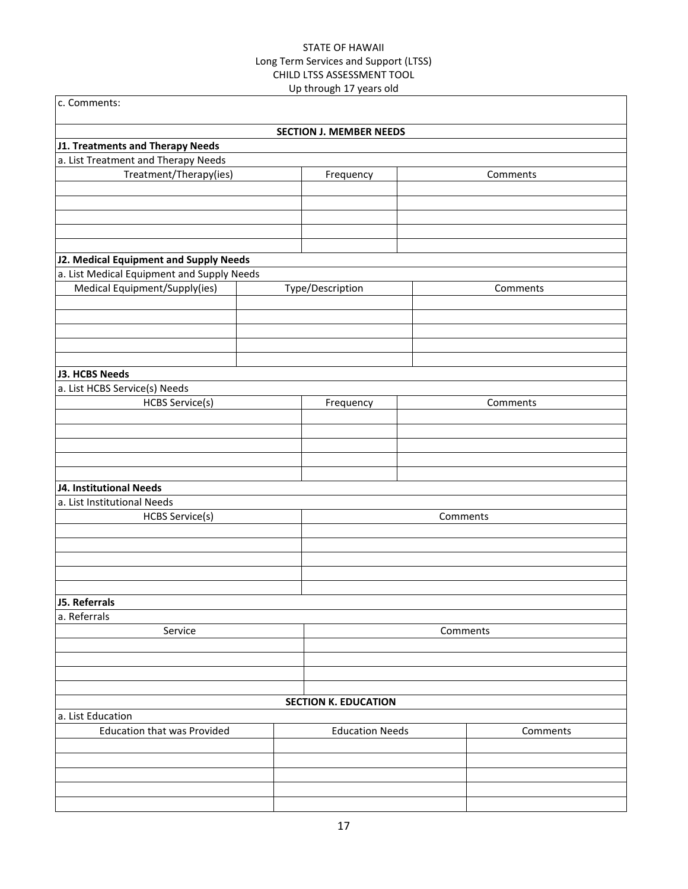STATE OF HAWAII
Long Term Services and Support (LTSS)
CHILD LTSS ASSESSMENT TOOL
Up through 17 years old

c. Comments:

## SECTION J. MEMBER NEEDS

**J1. Treatments and Therapy Needs**

a. List Treatment and Therapy Needs

| Treatment/Therapy(ies) | Frequency | Comments |
|---|---|---|
| | | |
| | | |
| | | |
| | | |
| | | |

**J2. Medical Equipment and Supply Needs**

a. List Medical Equipment and Supply Needs

| Medical Equipment/Supply(ies) | Type/Description | Comments |
|---|---|---|
| | | |
| | | |
| | | |
| | | |
| | | |

**J3. HCBS Needs**

a. List HCBS Service(s) Needs

| HCBS Service(s) | Frequency | Comments |
|---|---|---|
| | | |
| | | |
| | | |
| | | |
| | | |

**J4. Institutional Needs**

a. List Institutional Needs

| HCBS Service(s) | Comments |
|---|---|
| | |
| | |
| | |
| | |
| | |

**J5. Referrals**

a. Referrals

| Service | Comments |
|---|---|
| | |
| | |
| | |
| | |

## SECTION K. EDUCATION

a. List Education

| Education that was Provided | Education Needs | Comments |
|---|---|---|
| | | |
| | | |
| | | |
| | | |
| | | |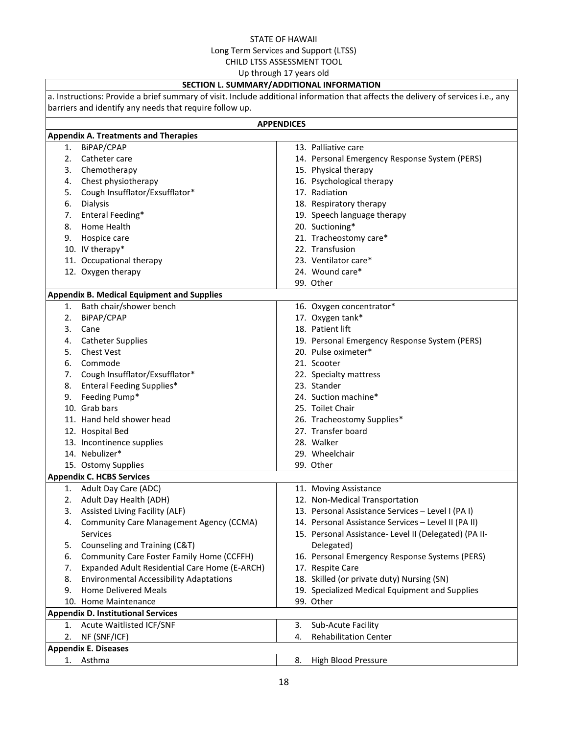STATE OF HAWAII
Long Term Services and Support (LTSS)
CHILD LTSS ASSESSMENT TOOL
Up through 17 years old

## SECTION L. SUMMARY/ADDITIONAL INFORMATION

a. Instructions: Provide a brief summary of visit. Include additional information that affects the delivery of services i.e., any barriers and identify any needs that require follow up.

## APPENDICES

### Appendix A. Treatments and Therapies

| | |
|---|---|
| 1. BiPAP/CPAP | 13. Palliative care |
| 2. Catheter care | 14. Personal Emergency Response System (PERS) |
| 3. Chemotherapy | 15. Physical therapy |
| 4. Chest physiotherapy | 16. Psychological therapy |
| 5. Cough Insufflator/Exsufflator* | 17. Radiation |
| 6. Dialysis | 18. Respiratory therapy |
| 7. Enteral Feeding* | 19. Speech language therapy |
| 8. Home Health | 20. Suctioning* |
| 9. Hospice care | 21. Tracheostomy care* |
| 10. IV therapy* | 22. Transfusion |
| 11. Occupational therapy | 23. Ventilator care* |
| 12. Oxygen therapy | 24. Wound care* |
| | 99. Other |

### Appendix B. Medical Equipment and Supplies

| | |
|---|---|
| 1. Bath chair/shower bench | 16. Oxygen concentrator* |
| 2. BiPAP/CPAP | 17. Oxygen tank* |
| 3. Cane | 18. Patient lift |
| 4. Catheter Supplies | 19. Personal Emergency Response System (PERS) |
| 5. Chest Vest | 20. Pulse oximeter* |
| 6. Commode | 21. Scooter |
| 7. Cough Insufflator/Exsufflator* | 22. Specialty mattress |
| 8. Enteral Feeding Supplies* | 23. Stander |
| 9. Feeding Pump* | 24. Suction machine* |
| 10. Grab bars | 25. Toilet Chair |
| 11. Hand held shower head | 26. Tracheostomy Supplies* |
| 12. Hospital Bed | 27. Transfer board |
| 13. Incontinence supplies | 28. Walker |
| 14. Nebulizer* | 29. Wheelchair |
| 15. Ostomy Supplies | 99. Other |

### Appendix C. HCBS Services

| | |
|---|---|
| 1. Adult Day Care (ADC) | 11. Moving Assistance |
| 2. Adult Day Health (ADH) | 12. Non-Medical Transportation |
| 3. Assisted Living Facility (ALF) | 13. Personal Assistance Services – Level I (PA I) |
| 4. Community Care Management Agency (CCMA) Services | 14. Personal Assistance Services – Level II (PA II) |
| 5. Counseling and Training (C&T) | 15. Personal Assistance- Level II (Delegated) (PA II-Delegated) |
| 6. Community Care Foster Family Home (CCFFH) | 16. Personal Emergency Response Systems (PERS) |
| 7. Expanded Adult Residential Care Home (E-ARCH) | 17. Respite Care |
| 8. Environmental Accessibility Adaptations | 18. Skilled (or private duty) Nursing (SN) |
| 9. Home Delivered Meals | 19. Specialized Medical Equipment and Supplies |
| 10. Home Maintenance | 99. Other |

### Appendix D. Institutional Services

| | |
|---|---|
| 1. Acute Waitlisted ICF/SNF | 3. Sub-Acute Facility |
| 2. NF (SNF/ICF) | 4. Rehabilitation Center |

### Appendix E. Diseases

| | |
|---|---|
| 1. Asthma | 8. High Blood Pressure |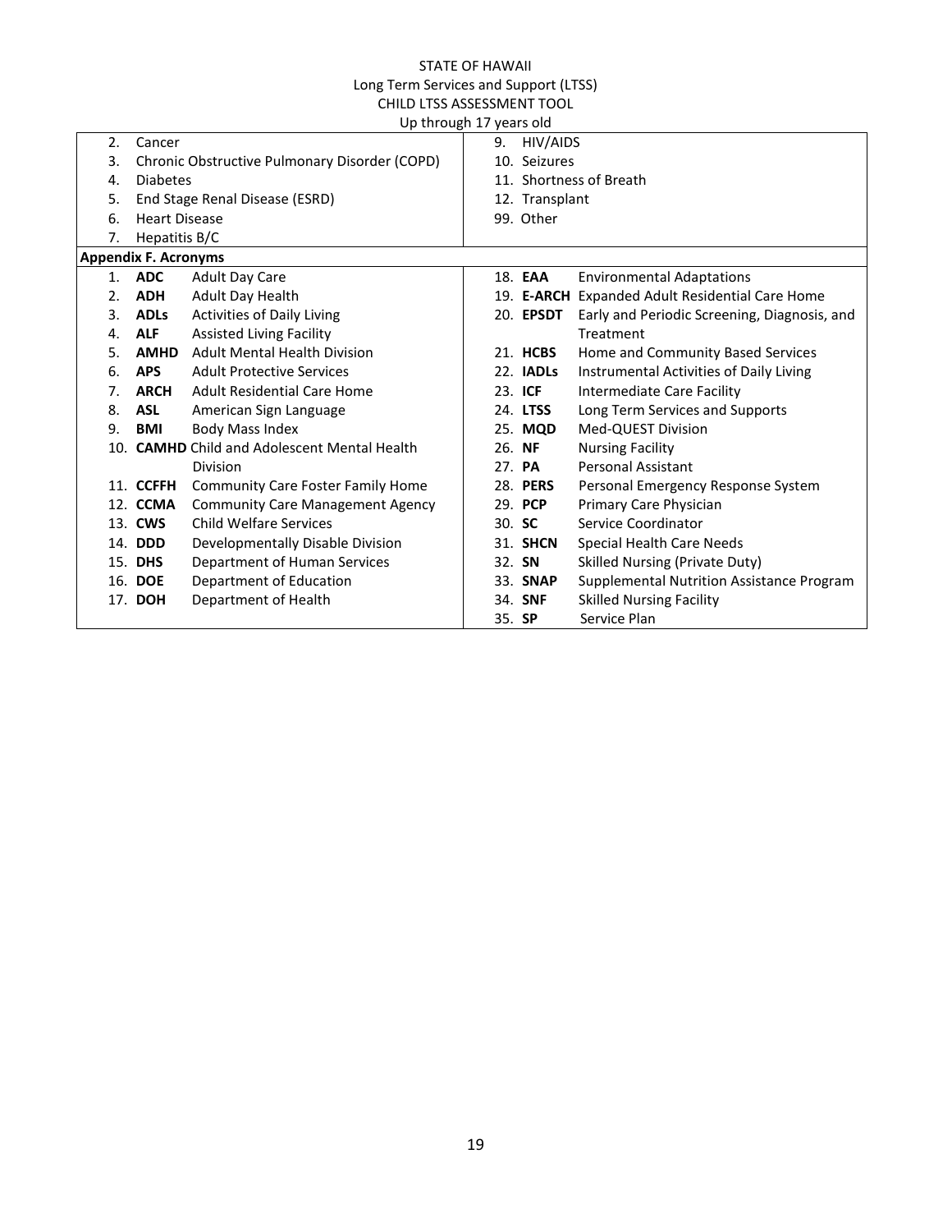STATE OF HAWAII
Long Term Services and Support (LTSS)
CHILD LTSS ASSESSMENT TOOL
Up through 17 years old

| | |
|---|---|
| 2. Cancer | 9. HIV/AIDS |
| 3. Chronic Obstructive Pulmonary Disorder (COPD) | 10. Seizures |
| 4. Diabetes | 11. Shortness of Breath |
| 5. End Stage Renal Disease (ESRD) | 12. Transplant |
| 6. Heart Disease | 99. Other |
| 7. Hepatitis B/C | |

**Appendix F. Acronyms**

| | | | | | |
|---|---|---|---|---|---|
| 1. | **ADC** | Adult Day Care | 18. | **EAA** | Environmental Adaptations |
| 2. | **ADH** | Adult Day Health | 19. | **E-ARCH** | Expanded Adult Residential Care Home |
| 3. | **ADLs** | Activities of Daily Living | 20. | **EPSDT** | Early and Periodic Screening, Diagnosis, and Treatment |
| 4. | **ALF** | Assisted Living Facility | 21. | **HCBS** | Home and Community Based Services |
| 5. | **AMHD** | Adult Mental Health Division | 22. | **IADLs** | Instrumental Activities of Daily Living |
| 6. | **APS** | Adult Protective Services | 23. | **ICF** | Intermediate Care Facility |
| 7. | **ARCH** | Adult Residential Care Home | 24. | **LTSS** | Long Term Services and Supports |
| 8. | **ASL** | American Sign Language | 25. | **MQD** | Med-QUEST Division |
| 9. | **BMI** | Body Mass Index | 26. | **NF** | Nursing Facility |
| 10. | **CAMHD** | Child and Adolescent Mental Health Division | 27. | **PA** | Personal Assistant |
| 11. | **CCFFH** | Community Care Foster Family Home | 28. | **PERS** | Personal Emergency Response System |
| 12. | **CCMA** | Community Care Management Agency | 29. | **PCP** | Primary Care Physician |
| 13. | **CWS** | Child Welfare Services | 30. | **SC** | Service Coordinator |
| 14. | **DDD** | Developmentally Disable Division | 31. | **SHCN** | Special Health Care Needs |
| 15. | **DHS** | Department of Human Services | 32. | **SN** | Skilled Nursing (Private Duty) |
| 16. | **DOE** | Department of Education | 33. | **SNAP** | Supplemental Nutrition Assistance Program |
| 17. | **DOH** | Department of Health | 34. | **SNF** | Skilled Nursing Facility |
| | | | 35. | **SP** | Service Plan |